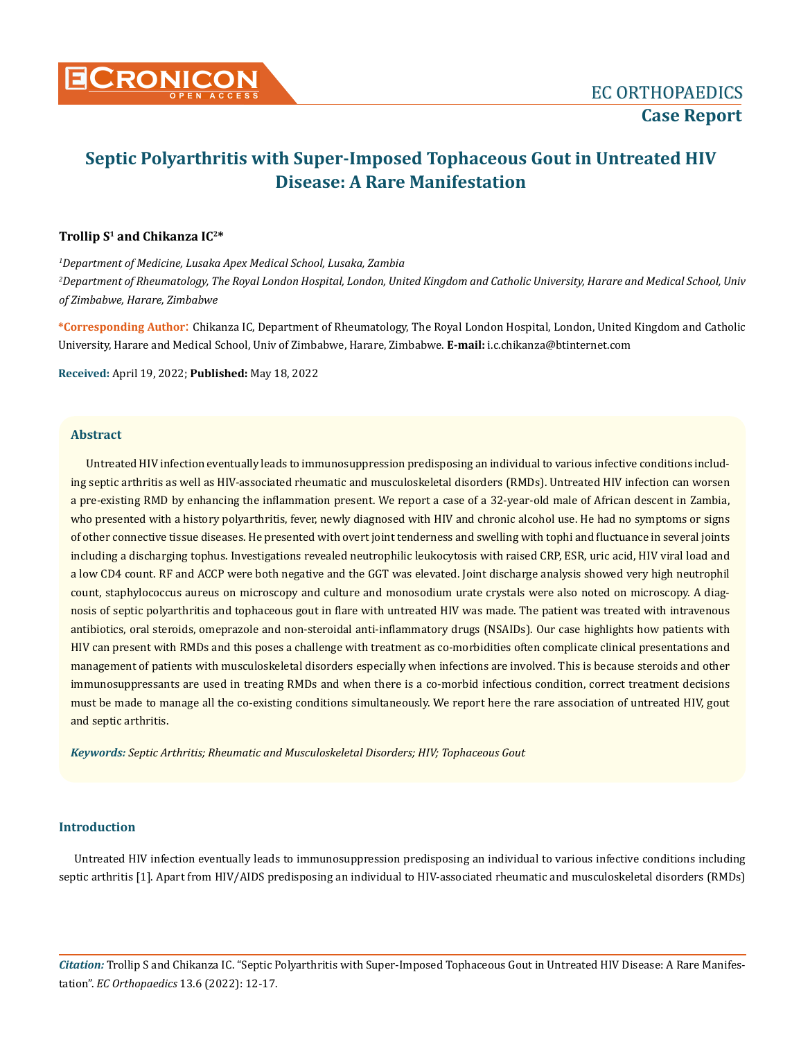# Septic Polyarthritis with Super-Imposed Tophaceous Gout in Untreated HIV Disease: A Rare Manifestation

**Trollip S[1] and Chikanza IC[2]***

*[1]Department of Medicine, Lusaka Apex Medical School, Lusaka, Zambia*

*[2]Department of Rheumatology, The Royal London Hospital, London, United Kingdom and Catholic University, Harare and Medical School, Univ of Zimbabwe, Harare, Zimbabwe*

**\*Corresponding Author:** Chikanza IC, Department of Rheumatology, The Royal London Hospital, London, United Kingdom and Catholic University, Harare and Medical School, Univ of Zimbabwe, Harare, Zimbabwe. **E-mail:** i.c.chikanza@btinternet.com

**Received:** April 19, 2022; **Published:** May 18, 2022

## Abstract

Untreated HIV infection eventually leads to immunosuppression predisposing an individual to various infective conditions including septic arthritis as well as HIV-associated rheumatic and musculoskeletal disorders (RMDs). Untreated HIV infection can worsen a pre-existing RMD by enhancing the inflammation present. We report a case of a 32-year-old male of African descent in Zambia, who presented with a history polyarthritis, fever, newly diagnosed with HIV and chronic alcohol use. He had no symptoms or signs of other connective tissue diseases. He presented with overt joint tenderness and swelling with tophi and fluctuance in several joints including a discharging tophus. Investigations revealed neutrophilic leukocytosis with raised CRP, ESR, uric acid, HIV viral load and a low CD4 count. RF and ACCP were both negative and the GGT was elevated. Joint discharge analysis showed very high neutrophil count, staphylococcus aureus on microscopy and culture and monosodium urate crystals were also noted on microscopy. A diagnosis of septic polyarthritis and tophaceous gout in flare with untreated HIV was made. The patient was treated with intravenous antibiotics, oral steroids, omeprazole and non-steroidal anti-inflammatory drugs (NSAIDs). Our case highlights how patients with HIV can present with RMDs and this poses a challenge with treatment as co-morbidities often complicate clinical presentations and management of patients with musculoskeletal disorders especially when infections are involved. This is because steroids and other immunosuppressants are used in treating RMDs and when there is a co-morbid infectious condition, correct treatment decisions must be made to manage all the co-existing conditions simultaneously. We report here the rare association of untreated HIV, gout and septic arthritis.

***Keywords:*** *Septic Arthritis; Rheumatic and Musculoskeletal Disorders; HIV; Tophaceous Gout*

## Introduction

Untreated HIV infection eventually leads to immunosuppression predisposing an individual to various infective conditions including septic arthritis [1]. Apart from HIV/AIDS predisposing an individual to HIV-associated rheumatic and musculoskeletal disorders (RMDs)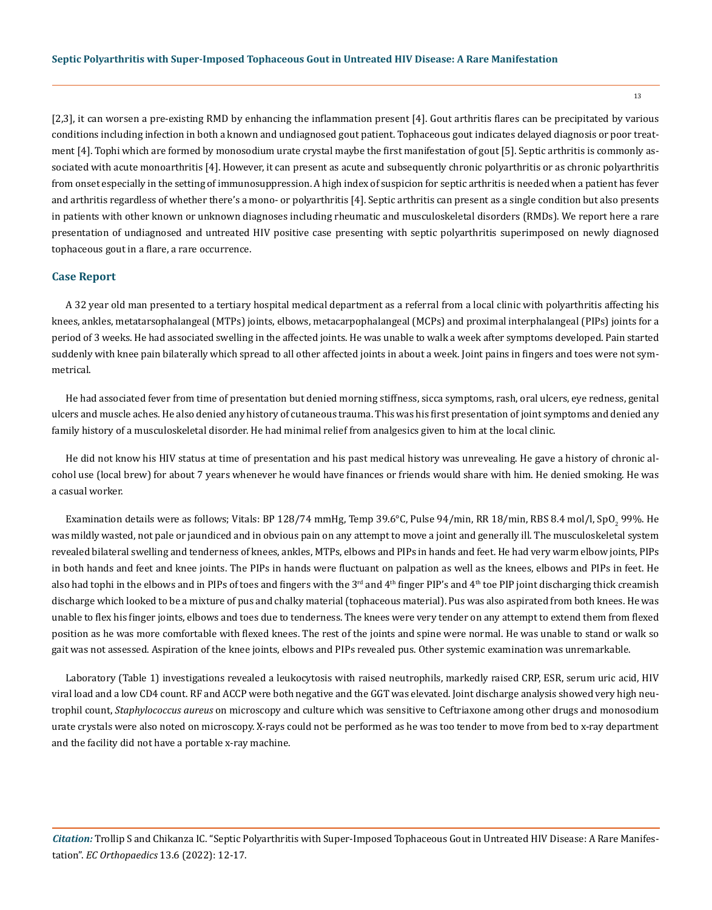[2,3], it can worsen a pre-existing RMD by enhancing the inflammation present [4]. Gout arthritis flares can be precipitated by various conditions including infection in both a known and undiagnosed gout patient. Tophaceous gout indicates delayed diagnosis or poor treatment [4]. Tophi which are formed by monosodium urate crystal maybe the first manifestation of gout [5]. Septic arthritis is commonly associated with acute monoarthritis [4]. However, it can present as acute and subsequently chronic polyarthritis or as chronic polyarthritis from onset especially in the setting of immunosuppression. A high index of suspicion for septic arthritis is needed when a patient has fever and arthritis regardless of whether there's a mono- or polyarthritis [4]. Septic arthritis can present as a single condition but also presents in patients with other known or unknown diagnoses including rheumatic and musculoskeletal disorders (RMDs). We report here a rare presentation of undiagnosed and untreated HIV positive case presenting with septic polyarthritis superimposed on newly diagnosed tophaceous gout in a flare, a rare occurrence.

## Case Report

A 32 year old man presented to a tertiary hospital medical department as a referral from a local clinic with polyarthritis affecting his knees, ankles, metatarsophalangeal (MTPs) joints, elbows, metacarpophalangeal (MCPs) and proximal interphalangeal (PIPs) joints for a period of 3 weeks. He had associated swelling in the affected joints. He was unable to walk a week after symptoms developed. Pain started suddenly with knee pain bilaterally which spread to all other affected joints in about a week. Joint pains in fingers and toes were not symmetrical.

He had associated fever from time of presentation but denied morning stiffness, sicca symptoms, rash, oral ulcers, eye redness, genital ulcers and muscle aches. He also denied any history of cutaneous trauma. This was his first presentation of joint symptoms and denied any family history of a musculoskeletal disorder. He had minimal relief from analgesics given to him at the local clinic.

He did not know his HIV status at time of presentation and his past medical history was unrevealing. He gave a history of chronic alcohol use (local brew) for about 7 years whenever he would have finances or friends would share with him. He denied smoking. He was a casual worker.

Examination details were as follows; Vitals: BP 128/74 mmHg, Temp 39.6°C, Pulse 94/min, RR 18/min, RBS 8.4 mol/l, $SpO_2$ 99%. He was mildly wasted, not pale or jaundiced and in obvious pain on any attempt to move a joint and generally ill. The musculoskeletal system revealed bilateral swelling and tenderness of knees, ankles, MTPs, elbows and PIPs in hands and feet. He had very warm elbow joints, PIPs in both hands and feet and knee joints. The PIPs in hands were fluctuant on palpation as well as the knees, elbows and PIPs in feet. He also had tophi in the elbows and in PIPs of toes and fingers with the 3rd and 4th finger PIP's and 4th toe PIP joint discharging thick creamish discharge which looked to be a mixture of pus and chalky material (tophaceous material). Pus was also aspirated from both knees. He was unable to flex his finger joints, elbows and toes due to tenderness. The knees were very tender on any attempt to extend them from flexed position as he was more comfortable with flexed knees. The rest of the joints and spine were normal. He was unable to stand or walk so gait was not assessed. Aspiration of the knee joints, elbows and PIPs revealed pus. Other systemic examination was unremarkable.

Laboratory (Table 1) investigations revealed a leukocytosis with raised neutrophils, markedly raised CRP, ESR, serum uric acid, HIV viral load and a low CD4 count. RF and ACCP were both negative and the GGT was elevated. Joint discharge analysis showed very high neutrophil count, *Staphylococcus aureus* on microscopy and culture which was sensitive to Ceftriaxone among other drugs and monosodium urate crystals were also noted on microscopy. X-rays could not be performed as he was too tender to move from bed to x-ray department and the facility did not have a portable x-ray machine.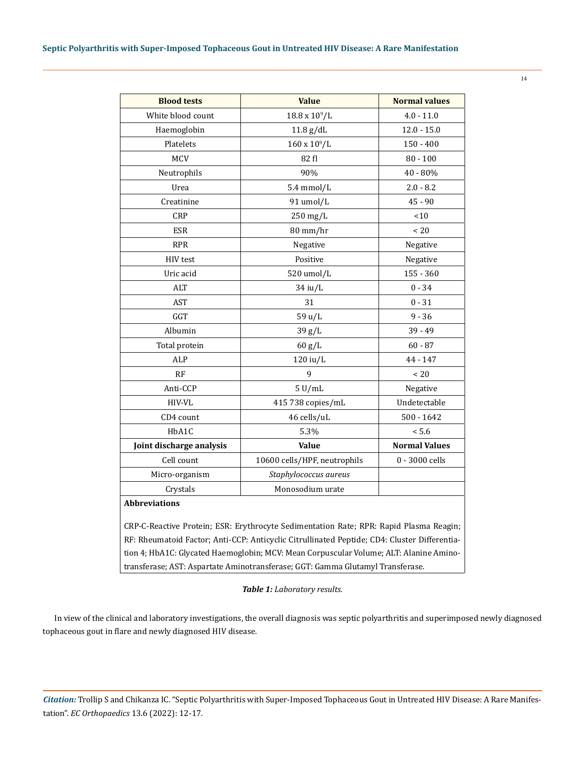| Blood tests | Value | Normal values |
|---|---|---|
| White blood count | 18.8 x $10^9$/L | 4.0 - 11.0 |
| Haemoglobin | 11.8 g/dL | 12.0 - 15.0 |
| Platelets | 160 x $10^9$/L | 150 - 400 |
| MCV | 82 fl | 80 - 100 |
| Neutrophils | 90% | 40 - 80% |
| Urea | 5.4 mmol/L | 2.0 - 8.2 |
| Creatinine | 91 umol/L | 45 - 90 |
| CRP | 250 mg/L | <10 |
| ESR | 80 mm/hr | < 20 |
| RPR | Negative | Negative |
| HIV test | Positive | Negative |
| Uric acid | 520 umol/L | 155 - 360 |
| ALT | 34 iu/L | 0 - 34 |
| AST | 31 | 0 - 31 |
| GGT | 59 u/L | 9 - 36 |
| Albumin | 39 g/L | 39 - 49 |
| Total protein | 60 g/L | 60 - 87 |
| ALP | 120 iu/L | 44 - 147 |
| RF | 9 | < 20 |
| Anti-CCP | 5 U/mL | Negative |
| HIV-VL | 415 738 copies/mL | Undetectable |
| CD4 count | 46 cells/uL | 500 - 1642 |
| HbA1C | 5.3% | < 5.6 |
| **Joint discharge analysis** | **Value** | **Normal Values** |
| Cell count | 10600 cells/HPF, neutrophils | 0 - 3000 cells |
| Micro-organism | *Staphylococcus aureus* | |
| Crystals | Monosodium urate | |

**Abbreviations**

CRP-C-Reactive Protein; ESR: Erythrocyte Sedimentation Rate; RPR: Rapid Plasma Reagin; RF: Rheumatoid Factor; Anti-CCP: Anticyclic Citrullinated Peptide; CD4: Cluster Differentiation 4; HbA1C: Glycated Haemoglobin; MCV: Mean Corpuscular Volume; ALT: Alanine Aminotransferase; AST: Aspartate Aminotransferase; GGT: Gamma Glutamyl Transferase.

***Table 1:*** *Laboratory results.*

In view of the clinical and laboratory investigations, the overall diagnosis was septic polyarthritis and superimposed newly diagnosed tophaceous gout in flare and newly diagnosed HIV disease.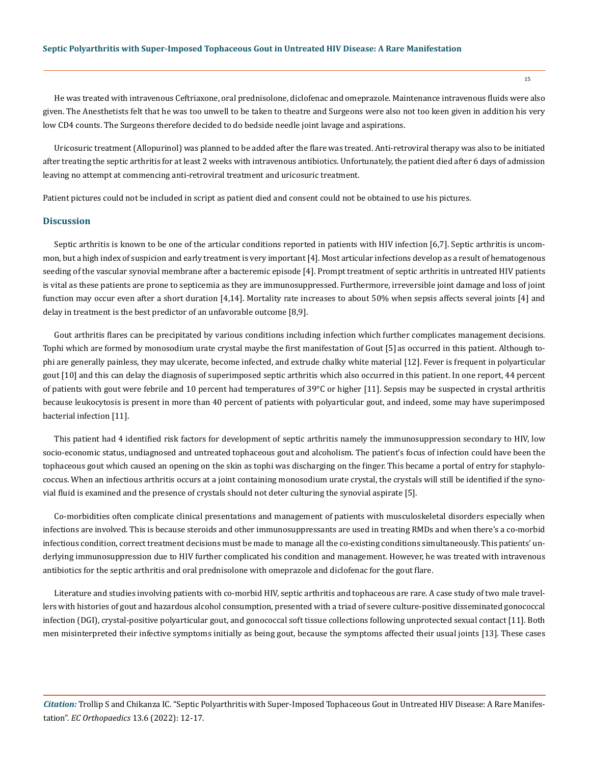He was treated with intravenous Ceftriaxone, oral prednisolone, diclofenac and omeprazole. Maintenance intravenous fluids were also given. The Anesthetists felt that he was too unwell to be taken to theatre and Surgeons were also not too keen given in addition his very low CD4 counts. The Surgeons therefore decided to do bedside needle joint lavage and aspirations.

Uricosuric treatment (Allopurinol) was planned to be added after the flare was treated. Anti-retroviral therapy was also to be initiated after treating the septic arthritis for at least 2 weeks with intravenous antibiotics. Unfortunately, the patient died after 6 days of admission leaving no attempt at commencing anti-retroviral treatment and uricosuric treatment.

Patient pictures could not be included in script as patient died and consent could not be obtained to use his pictures.

## Discussion

Septic arthritis is known to be one of the articular conditions reported in patients with HIV infection [6,7]. Septic arthritis is uncommon, but a high index of suspicion and early treatment is very important [4]. Most articular infections develop as a result of hematogenous seeding of the vascular synovial membrane after a bacteremic episode [4]. Prompt treatment of septic arthritis in untreated HIV patients is vital as these patients are prone to septicemia as they are immunosuppressed. Furthermore, irreversible joint damage and loss of joint function may occur even after a short duration [4,14]. Mortality rate increases to about 50% when sepsis affects several joints [4] and delay in treatment is the best predictor of an unfavorable outcome [8,9].

Gout arthritis flares can be precipitated by various conditions including infection which further complicates management decisions. Tophi which are formed by monosodium urate crystal maybe the first manifestation of Gout [5] as occurred in this patient. Although tophi are generally painless, they may ulcerate, become infected, and extrude chalky white material [12]. Fever is frequent in polyarticular gout [10] and this can delay the diagnosis of superimposed septic arthritis which also occurred in this patient. In one report, 44 percent of patients with gout were febrile and 10 percent had temperatures of 39°C or higher [11]. Sepsis may be suspected in crystal arthritis because leukocytosis is present in more than 40 percent of patients with polyarticular gout, and indeed, some may have superimposed bacterial infection [11].

This patient had 4 identified risk factors for development of septic arthritis namely the immunosuppression secondary to HIV, low socio-economic status, undiagnosed and untreated tophaceous gout and alcoholism. The patient's focus of infection could have been the tophaceous gout which caused an opening on the skin as tophi was discharging on the finger. This became a portal of entry for staphylococcus. When an infectious arthritis occurs at a joint containing monosodium urate crystal, the crystals will still be identified if the synovial fluid is examined and the presence of crystals should not deter culturing the synovial aspirate [5].

Co-morbidities often complicate clinical presentations and management of patients with musculoskeletal disorders especially when infections are involved. This is because steroids and other immunosuppressants are used in treating RMDs and when there's a co-morbid infectious condition, correct treatment decisions must be made to manage all the co-existing conditions simultaneously. This patients' underlying immunosuppression due to HIV further complicated his condition and management. However, he was treated with intravenous antibiotics for the septic arthritis and oral prednisolone with omeprazole and diclofenac for the gout flare.

Literature and studies involving patients with co-morbid HIV, septic arthritis and tophaceous are rare. A case study of two male travellers with histories of gout and hazardous alcohol consumption, presented with a triad of severe culture-positive disseminated gonococcal infection (DGI), crystal-positive polyarticular gout, and gonococcal soft tissue collections following unprotected sexual contact [11]. Both men misinterpreted their infective symptoms initially as being gout, because the symptoms affected their usual joints [13]. These cases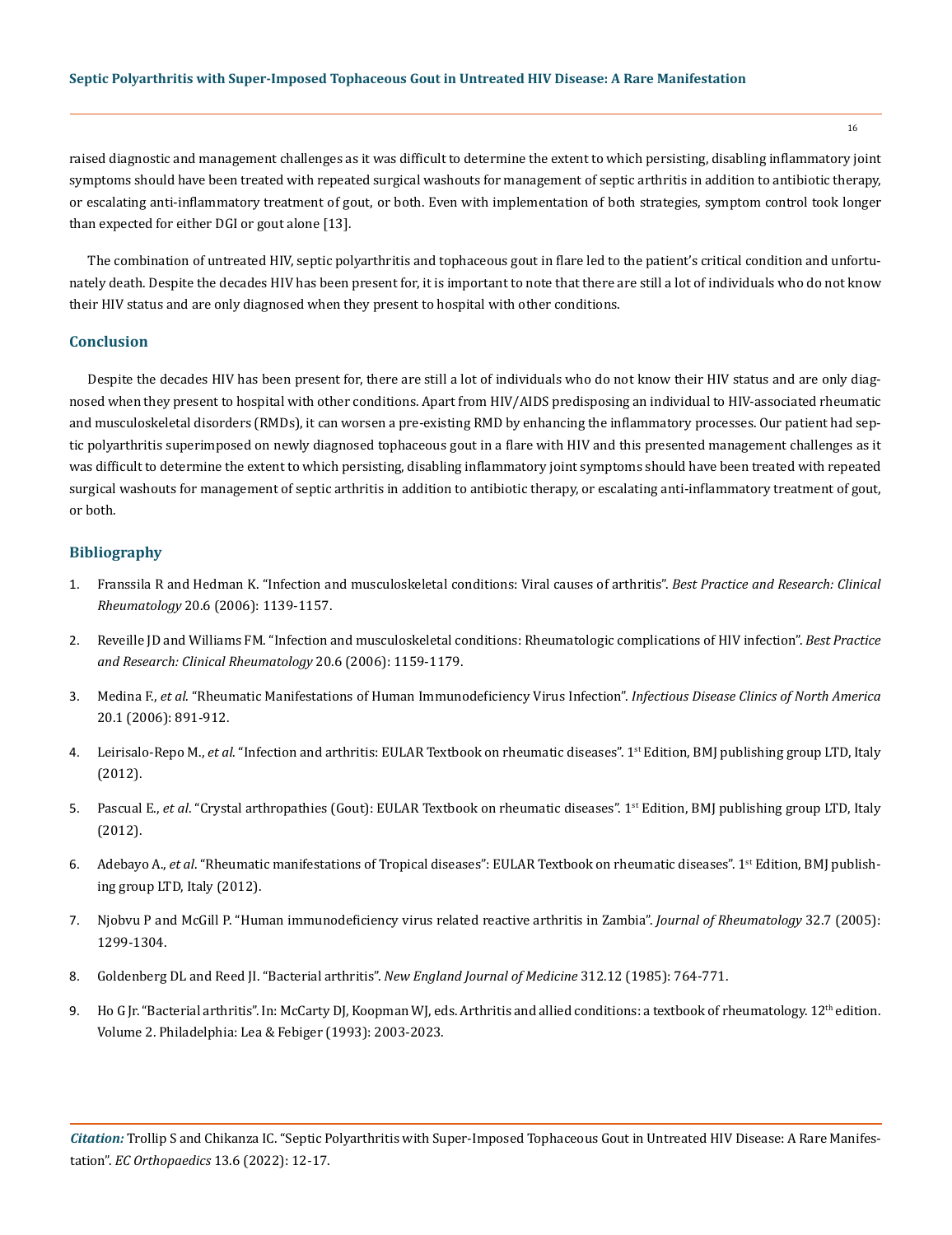raised diagnostic and management challenges as it was difficult to determine the extent to which persisting, disabling inflammatory joint symptoms should have been treated with repeated surgical washouts for management of septic arthritis in addition to antibiotic therapy, or escalating anti-inflammatory treatment of gout, or both. Even with implementation of both strategies, symptom control took longer than expected for either DGI or gout alone [13].

The combination of untreated HIV, septic polyarthritis and tophaceous gout in flare led to the patient's critical condition and unfortunately death. Despite the decades HIV has been present for, it is important to note that there are still a lot of individuals who do not know their HIV status and are only diagnosed when they present to hospital with other conditions.

## Conclusion

Despite the decades HIV has been present for, there are still a lot of individuals who do not know their HIV status and are only diagnosed when they present to hospital with other conditions. Apart from HIV/AIDS predisposing an individual to HIV-associated rheumatic and musculoskeletal disorders (RMDs), it can worsen a pre-existing RMD by enhancing the inflammatory processes. Our patient had septic polyarthritis superimposed on newly diagnosed tophaceous gout in a flare with HIV and this presented management challenges as it was difficult to determine the extent to which persisting, disabling inflammatory joint symptoms should have been treated with repeated surgical washouts for management of septic arthritis in addition to antibiotic therapy, or escalating anti-inflammatory treatment of gout, or both.

## Bibliography

1. Franssila R and Hedman K. "Infection and musculoskeletal conditions: Viral causes of arthritis". *Best Practice and Research: Clinical Rheumatology* 20.6 (2006): 1139-1157.
2. Reveille JD and Williams FM. "Infection and musculoskeletal conditions: Rheumatologic complications of HIV infection". *Best Practice and Research: Clinical Rheumatology* 20.6 (2006): 1159-1179.
3. Medina F., *et al*. "Rheumatic Manifestations of Human Immunodeficiency Virus Infection". *Infectious Disease Clinics of North America* 20.1 (2006): 891-912.
4. Leirisalo-Repo M., *et al*. "Infection and arthritis: EULAR Textbook on rheumatic diseases". 1st Edition, BMJ publishing group LTD, Italy (2012).
5. Pascual E., *et al*. "Crystal arthropathies (Gout): EULAR Textbook on rheumatic diseases". 1st Edition, BMJ publishing group LTD, Italy (2012).
6. Adebayo A., *et al*. "Rheumatic manifestations of Tropical diseases": EULAR Textbook on rheumatic diseases". 1st Edition, BMJ publishing group LTD, Italy (2012).
7. Njobvu P and McGill P. "Human immunodeficiency virus related reactive arthritis in Zambia". *Journal of Rheumatology* 32.7 (2005): 1299-1304.
8. Goldenberg DL and Reed JI. "Bacterial arthritis". *New England Journal of Medicine* 312.12 (1985): 764-771.
9. Ho G Jr. "Bacterial arthritis". In: McCarty DJ, Koopman WJ, eds. Arthritis and allied conditions: a textbook of rheumatology. 12th edition. Volume 2. Philadelphia: Lea & Febiger (1993): 2003-2023.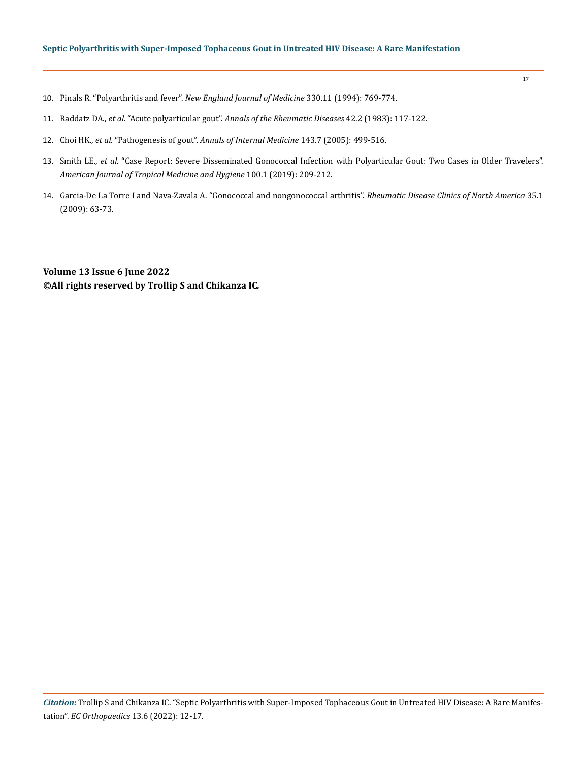10. Pinals R. "Polyarthritis and fever". *New England Journal of Medicine* 330.11 (1994): 769-774.

11. Raddatz DA., *et al*. "Acute polyarticular gout". *Annals of the Rheumatic Diseases* 42.2 (1983): 117-122.

12. Choi HK., *et al*. "Pathogenesis of gout". *Annals of Internal Medicine* 143.7 (2005): 499-516.

13. Smith LE., *et al*. "Case Report: Severe Disseminated Gonococcal Infection with Polyarticular Gout: Two Cases in Older Travelers". *American Journal of Tropical Medicine and Hygiene* 100.1 (2019): 209-212.

14. Garcia-De La Torre I and Nava-Zavala A. "Gonococcal and nongonococcal arthritis". *Rheumatic Disease Clinics of North America* 35.1 (2009): 63-73.

**Volume 13 Issue 6 June 2022**
**©All rights reserved by Trollip S and Chikanza IC.**